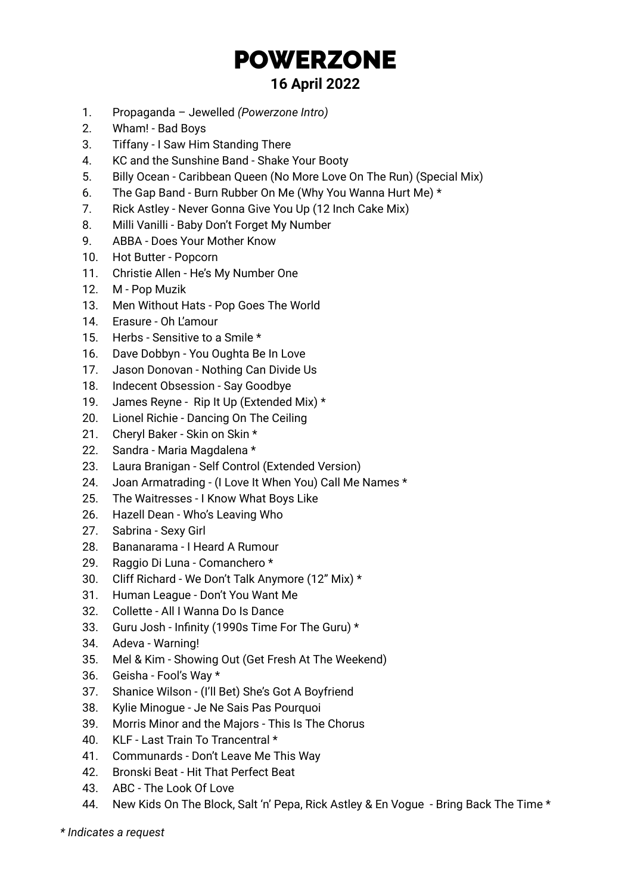# POWERZONE

## 16 April 2022

1. Propaganda – Jewelled *(Powerzone Intro)*
2. Wham! - Bad Boys
3. Tiffany - I Saw Him Standing There
4. KC and the Sunshine Band - Shake Your Booty
5. Billy Ocean - Caribbean Queen (No More Love On The Run) (Special Mix)
6. The Gap Band - Burn Rubber On Me (Why You Wanna Hurt Me) *
7. Rick Astley - Never Gonna Give You Up (12 Inch Cake Mix)
8. Milli Vanilli - Baby Don't Forget My Number
9. ABBA - Does Your Mother Know
10. Hot Butter - Popcorn
11. Christie Allen - He's My Number One
12. M - Pop Muzik
13. Men Without Hats - Pop Goes The World
14. Erasure - Oh L'amour
15. Herbs - Sensitive to a Smile *
16. Dave Dobbyn - You Oughta Be In Love
17. Jason Donovan - Nothing Can Divide Us
18. Indecent Obsession - Say Goodbye
19. James Reyne - Rip It Up (Extended Mix) *
20. Lionel Richie - Dancing On The Ceiling
21. Cheryl Baker - Skin on Skin *
22. Sandra - Maria Magdalena *
23. Laura Branigan - Self Control (Extended Version)
24. Joan Armatrading - (I Love It When You) Call Me Names *
25. The Waitresses - I Know What Boys Like
26. Hazell Dean - Who's Leaving Who
27. Sabrina - Sexy Girl
28. Bananarama - I Heard A Rumour
29. Raggio Di Luna - Comanchero *
30. Cliff Richard - We Don't Talk Anymore (12" Mix) *
31. Human League - Don't You Want Me
32. Collette - All I Wanna Do Is Dance
33. Guru Josh - Infinity (1990s Time For The Guru) *
34. Adeva - Warning!
35. Mel & Kim - Showing Out (Get Fresh At The Weekend)
36. Geisha - Fool's Way *
37. Shanice Wilson - (I'll Bet) She's Got A Boyfriend
38. Kylie Minogue - Je Ne Sais Pas Pourquoi
39. Morris Minor and the Majors - This Is The Chorus
40. KLF - Last Train To Trancentral *
41. Communards - Don't Leave Me This Way
42. Bronski Beat - Hit That Perfect Beat
43. ABC - The Look Of Love
44. New Kids On The Block, Salt 'n' Pepa, Rick Astley & En Vogue - Bring Back The Time *

*\* Indicates a request*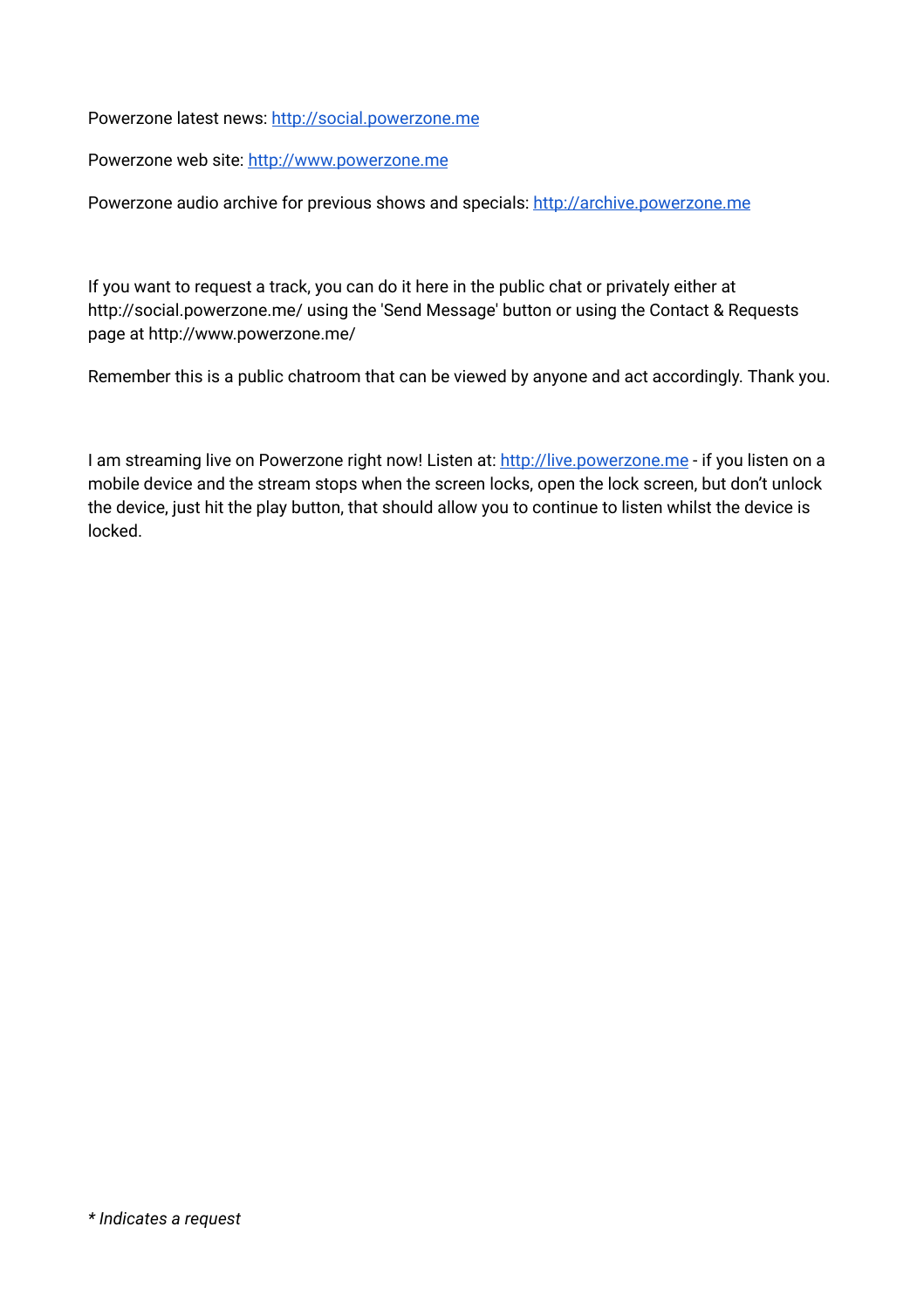Powerzone latest news: [http://social.powerzone.me](http://social.powerzone.me)

Powerzone web site: [http://www.powerzone.me](http://www.powerzone.me)

Powerzone audio archive for previous shows and specials: [http://archive.powerzone.me](http://archive.powerzone.me)

If you want to request a track, you can do it here in the public chat or privately either at http://social.powerzone.me/ using the 'Send Message' button or using the Contact & Requests page at http://www.powerzone.me/

Remember this is a public chatroom that can be viewed by anyone and act accordingly. Thank you.

I am streaming live on Powerzone right now! Listen at: [http://live.powerzone.me](http://live.powerzone.me) - if you listen on a mobile device and the stream stops when the screen locks, open the lock screen, but don't unlock the device, just hit the play button, that should allow you to continue to listen whilst the device is locked.

*\* Indicates a request*